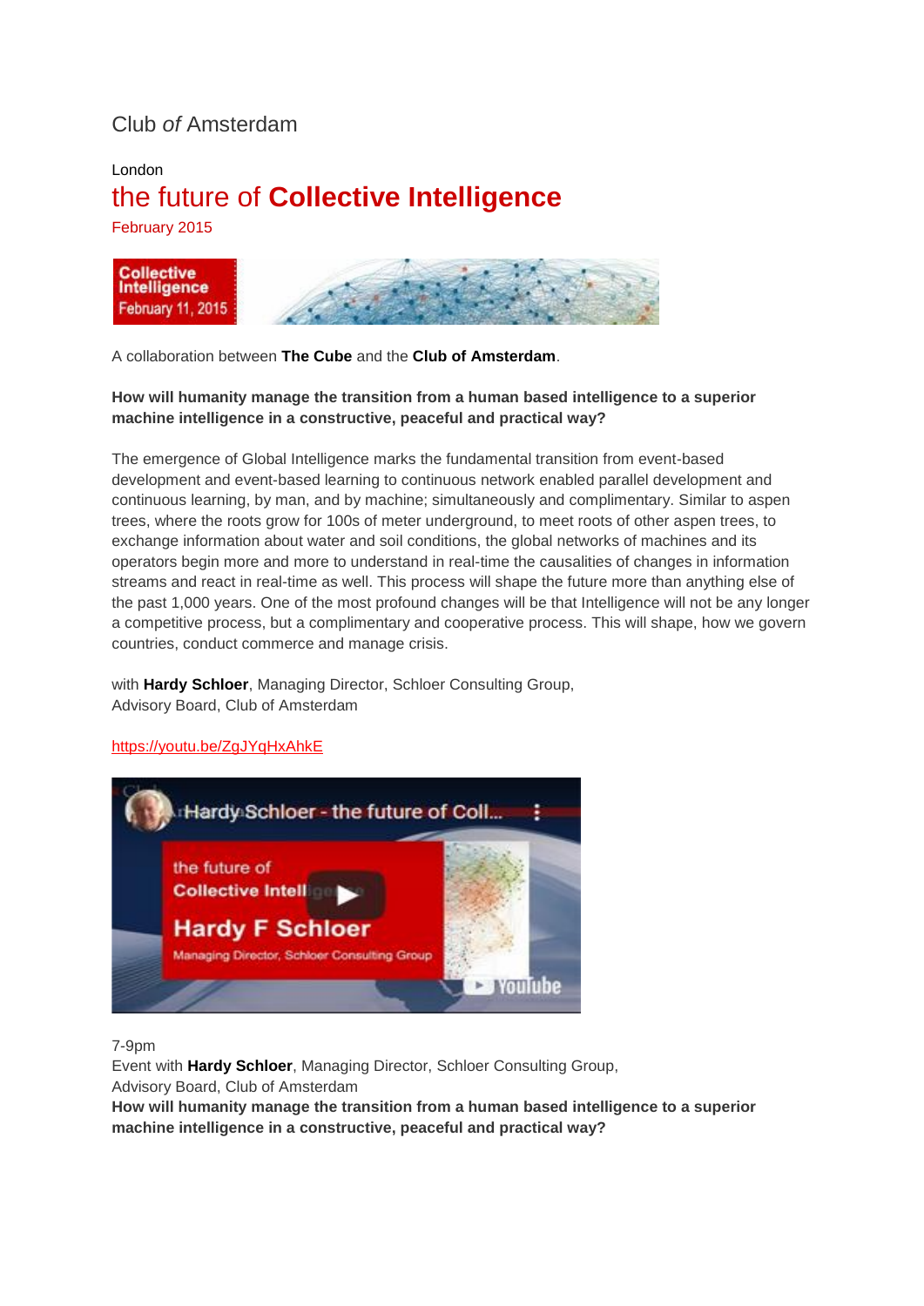Club *of* Amsterdam

London

# the future of **Collective Intelligence**

February 2015

A collaboration between **The Cube** and the **Club of Amsterdam**.

**How will humanity manage the transition from a human based intelligence to a superior machine intelligence in a constructive, peaceful and practical way?**

The emergence of Global Intelligence marks the fundamental transition from event-based development and event-based learning to continuous network enabled parallel development and continuous learning, by man, and by machine; simultaneously and complimentary. Similar to aspen trees, where the roots grow for 100s of meter underground, to meet roots of other aspen trees, to exchange information about water and soil conditions, the global networks of machines and its operators begin more and more to understand in real-time the causalities of changes in information streams and react in real-time as well. This process will shape the future more than anything else of the past 1,000 years. One of the most profound changes will be that Intelligence will not be any longer a competitive process, but a complimentary and cooperative process. This will shape, how we govern countries, conduct commerce and manage crisis.

with **Hardy Schloer**, Managing Director, Schloer Consulting Group,
Advisory Board, Club of Amsterdam

https://youtu.be/ZgJYqHxAhkE

7-9pm
Event with **Hardy Schloer**, Managing Director, Schloer Consulting Group,
Advisory Board, Club of Amsterdam
**How will humanity manage the transition from a human based intelligence to a superior machine intelligence in a constructive, peaceful and practical way?**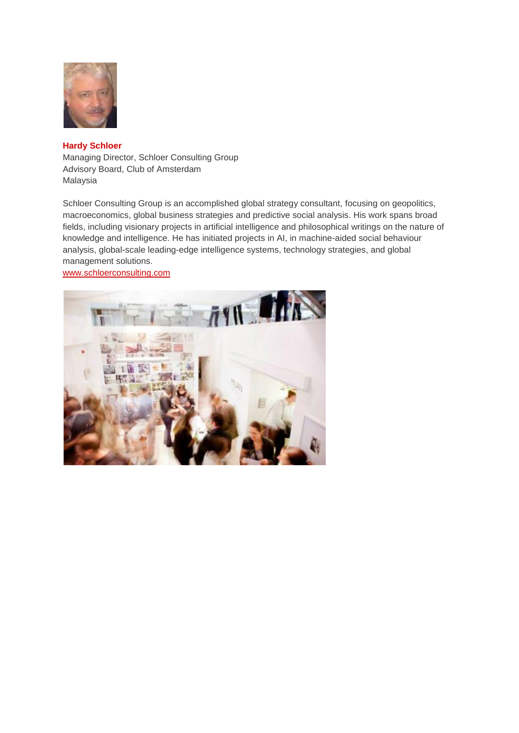**Hardy Schloer**
Managing Director, Schloer Consulting Group
Advisory Board, Club of Amsterdam
Malaysia

Schloer Consulting Group is an accomplished global strategy consultant, focusing on geopolitics, macroeconomics, global business strategies and predictive social analysis. His work spans broad fields, including visionary projects in artificial intelligence and philosophical writings on the nature of knowledge and intelligence. He has initiated projects in AI, in machine-aided social behaviour analysis, global-scale leading-edge intelligence systems, technology strategies, and global management solutions.
www.schloerconsulting.com